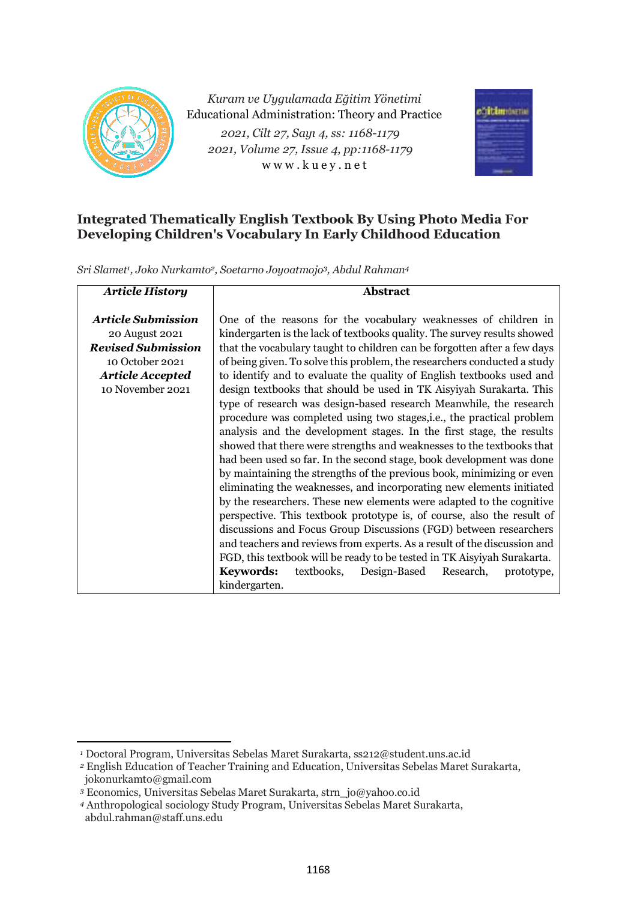*Kuram ve Uygulamada Eğitim Yönetimi*
Educational Administration: Theory and Practice
*2021, Cilt 27, Sayı 4, ss: 1168-1179*
*2021, Volume 27, Issue 4, pp:1168-1179*
www.kuey.net

# Integrated Thematically English Textbook By Using Photo Media For Developing Children's Vocabulary In Early Childhood Education

*Sri Slamet[1], Joko Nurkamto[2], Soetarno Joyoatmojo[3], Abdul Rahman[4]*

| ***Article History*** | **Abstract** |
|---|---|
| ***Article Submission*** 20 August 2021 ***Revised Submission*** 10 October 2021 ***Article Accepted*** 10 November 2021 | One of the reasons for the vocabulary weaknesses of children in kindergarten is the lack of textbooks quality. The survey results showed that the vocabulary taught to children can be forgotten after a few days of being given. To solve this problem, the researchers conducted a study to identify and to evaluate the quality of English textbooks used and design textbooks that should be used in TK Aisyiyah Surakarta. This type of research was design-based research Meanwhile, the research procedure was completed using two stages,i.e., the practical problem analysis and the development stages. In the first stage, the results showed that there were strengths and weaknesses to the textbooks that had been used so far. In the second stage, book development was done by maintaining the strengths of the previous book, minimizing or even eliminating the weaknesses, and incorporating new elements initiated by the researchers. These new elements were adapted to the cognitive perspective. This textbook prototype is, of course, also the result of discussions and Focus Group Discussions (FGD) between researchers and teachers and reviews from experts. As a result of the discussion and FGD, this textbook will be ready to be tested in TK Aisyiyah Surakarta. **Keywords:** textbooks, Design-Based Research, prototype, kindergarten. |

[1] Doctoral Program, Universitas Sebelas Maret Surakarta, ss212@student.uns.ac.id
[2] English Education of Teacher Training and Education, Universitas Sebelas Maret Surakarta, jokonurkamto@gmail.com
[3] Economics, Universitas Sebelas Maret Surakarta, strn_jo@yahoo.co.id
[4] Anthropological sociology Study Program, Universitas Sebelas Maret Surakarta, abdul.rahman@staff.uns.edu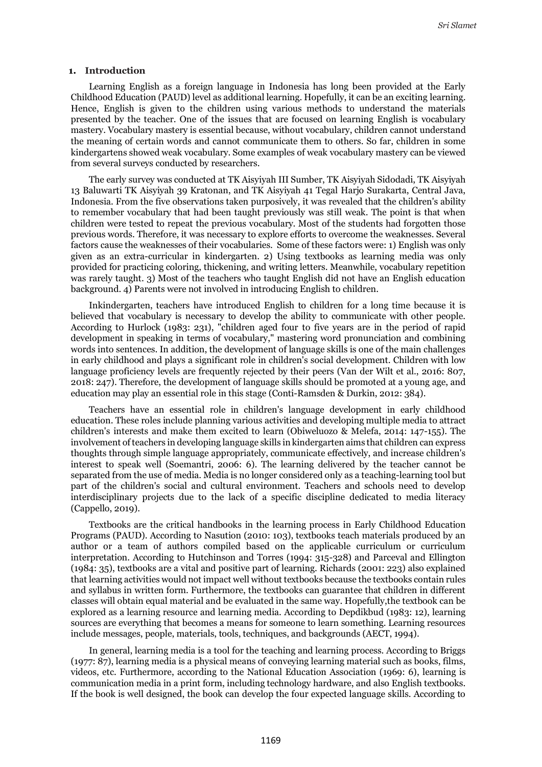## 1. Introduction

Learning English as a foreign language in Indonesia has long been provided at the Early Childhood Education (PAUD) level as additional learning. Hopefully, it can be an exciting learning. Hence, English is given to the children using various methods to understand the materials presented by the teacher. One of the issues that are focused on learning English is vocabulary mastery. Vocabulary mastery is essential because, without vocabulary, children cannot understand the meaning of certain words and cannot communicate them to others. So far, children in some kindergartens showed weak vocabulary. Some examples of weak vocabulary mastery can be viewed from several surveys conducted by researchers.

The early survey was conducted at TK Aisyiyah III Sumber, TK Aisyiyah Sidodadi, TK Aisyiyah 13 Baluwarti TK Aisyiyah 39 Kratonan, and TK Aisyiyah 41 Tegal Harjo Surakarta, Central Java, Indonesia. From the five observations taken purposively, it was revealed that the children's ability to remember vocabulary that had been taught previously was still weak. The point is that when children were tested to repeat the previous vocabulary. Most of the students had forgotten those previous words. Therefore, it was necessary to explore efforts to overcome the weaknesses. Several factors cause the weaknesses of their vocabularies. Some of these factors were: 1) English was only given as an extra-curricular in kindergarten. 2) Using textbooks as learning media was only provided for practicing coloring, thickening, and writing letters. Meanwhile, vocabulary repetition was rarely taught. 3) Most of the teachers who taught English did not have an English education background. 4) Parents were not involved in introducing English to children.

Inkindergarten, teachers have introduced English to children for a long time because it is believed that vocabulary is necessary to develop the ability to communicate with other people. According to Hurlock (1983: 231), "children aged four to five years are in the period of rapid development in speaking in terms of vocabulary," mastering word pronunciation and combining words into sentences. In addition, the development of language skills is one of the main challenges in early childhood and plays a significant role in children's social development. Children with low language proficiency levels are frequently rejected by their peers (Van der Wilt et al., 2016: 807, 2018: 247). Therefore, the development of language skills should be promoted at a young age, and education may play an essential role in this stage (Conti-Ramsden & Durkin, 2012: 384).

Teachers have an essential role in children's language development in early childhood education. These roles include planning various activities and developing multiple media to attract children's interests and make them excited to learn (Obiweluozo & Melefa, 2014: 147-155). The involvement of teachers in developing language skills in kindergarten aims that children can express thoughts through simple language appropriately, communicate effectively, and increase children's interest to speak well (Soemantri, 2006: 6). The learning delivered by the teacher cannot be separated from the use of media. Media is no longer considered only as a teaching-learning tool but part of the children's social and cultural environment. Teachers and schools need to develop interdisciplinary projects due to the lack of a specific discipline dedicated to media literacy (Cappello, 2019).

Textbooks are the critical handbooks in the learning process in Early Childhood Education Programs (PAUD). According to Nasution (2010: 103), textbooks teach materials produced by an author or a team of authors compiled based on the applicable curriculum or curriculum interpretation. According to Hutchinson and Torres (1994: 315-328) and Parceval and Ellington (1984: 35), textbooks are a vital and positive part of learning. Richards (2001: 223) also explained that learning activities would not impact well without textbooks because the textbooks contain rules and syllabus in written form. Furthermore, the textbooks can guarantee that children in different classes will obtain equal material and be evaluated in the same way. Hopefully,the textbook can be explored as a learning resource and learning media. According to Depdikbud (1983: 12), learning sources are everything that becomes a means for someone to learn something. Learning resources include messages, people, materials, tools, techniques, and backgrounds (AECT, 1994).

In general, learning media is a tool for the teaching and learning process. According to Briggs (1977: 87), learning media is a physical means of conveying learning material such as books, films, videos, etc. Furthermore, according to the National Education Association (1969: 6), learning is communication media in a print form, including technology hardware, and also English textbooks. If the book is well designed, the book can develop the four expected language skills. According to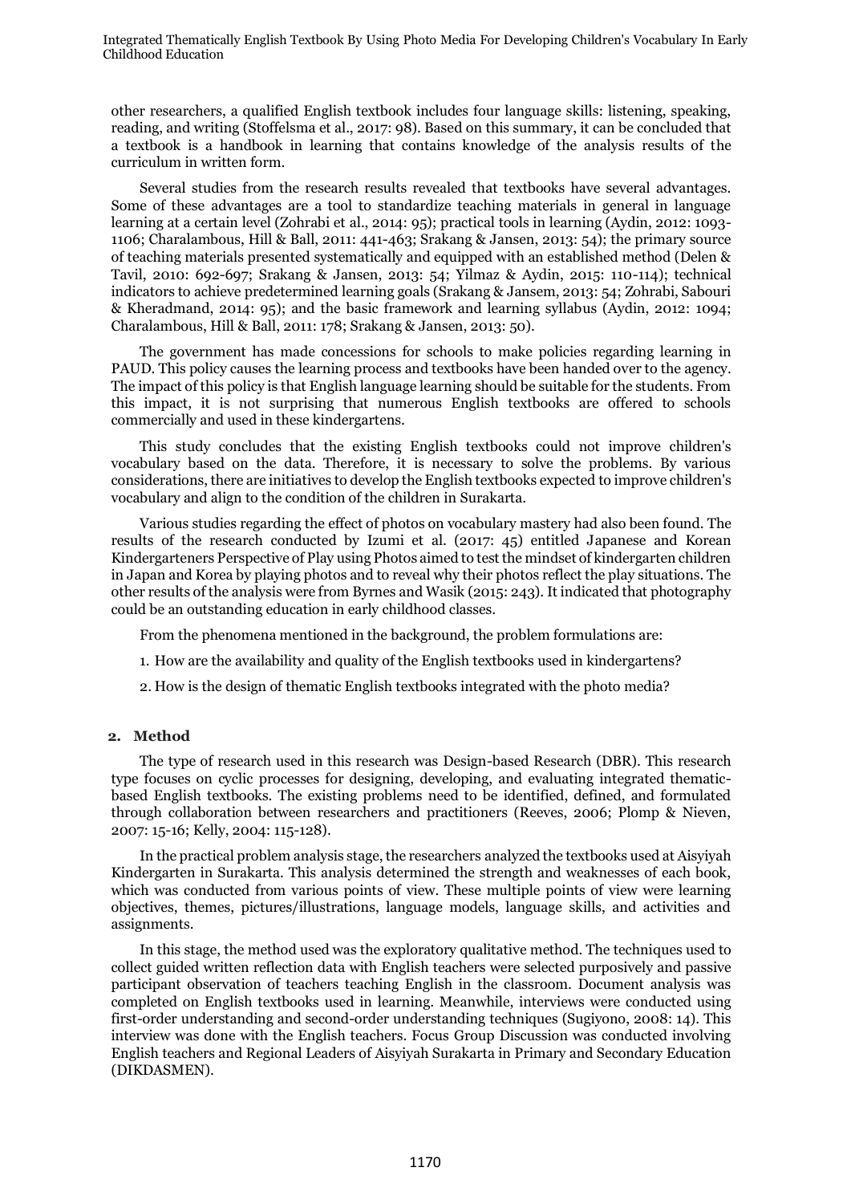other researchers, a qualified English textbook includes four language skills: listening, speaking, reading, and writing (Stoffelsma et al., 2017: 98). Based on this summary, it can be concluded that a textbook is a handbook in learning that contains knowledge of the analysis results of the curriculum in written form.

Several studies from the research results revealed that textbooks have several advantages. Some of these advantages are a tool to standardize teaching materials in general in language learning at a certain level (Zohrabi et al., 2014: 95); practical tools in learning (Aydin, 2012: 1093-1106; Charalambous, Hill & Ball, 2011: 441-463; Srakang & Jansen, 2013: 54); the primary source of teaching materials presented systematically and equipped with an established method (Delen & Tavil, 2010: 692-697; Srakang & Jansen, 2013: 54; Yilmaz & Aydin, 2015: 110-114); technical indicators to achieve predetermined learning goals (Srakang & Jansem, 2013: 54; Zohrabi, Sabouri & Kheradmand, 2014: 95); and the basic framework and learning syllabus (Aydin, 2012: 1094; Charalambous, Hill & Ball, 2011: 178; Srakang & Jansen, 2013: 50).

The government has made concessions for schools to make policies regarding learning in PAUD. This policy causes the learning process and textbooks have been handed over to the agency. The impact of this policy is that English language learning should be suitable for the students. From this impact, it is not surprising that numerous English textbooks are offered to schools commercially and used in these kindergartens.

This study concludes that the existing English textbooks could not improve children's vocabulary based on the data. Therefore, it is necessary to solve the problems. By various considerations, there are initiatives to develop the English textbooks expected to improve children's vocabulary and align to the condition of the children in Surakarta.

Various studies regarding the effect of photos on vocabulary mastery had also been found. The results of the research conducted by Izumi et al. (2017: 45) entitled Japanese and Korean Kindergarteners Perspective of Play using Photos aimed to test the mindset of kindergarten children in Japan and Korea by playing photos and to reveal why their photos reflect the play situations. The other results of the analysis were from Byrnes and Wasik (2015: 243). It indicated that photography could be an outstanding education in early childhood classes.

From the phenomena mentioned in the background, the problem formulations are:

1. How are the availability and quality of the English textbooks used in kindergartens?
2. How is the design of thematic English textbooks integrated with the photo media?

## 2. Method

The type of research used in this research was Design-based Research (DBR). This research type focuses on cyclic processes for designing, developing, and evaluating integrated thematic-based English textbooks. The existing problems need to be identified, defined, and formulated through collaboration between researchers and practitioners (Reeves, 2006; Plomp & Nieven, 2007: 15-16; Kelly, 2004: 115-128).

In the practical problem analysis stage, the researchers analyzed the textbooks used at Aisyiyah Kindergarten in Surakarta. This analysis determined the strength and weaknesses of each book, which was conducted from various points of view. These multiple points of view were learning objectives, themes, pictures/illustrations, language models, language skills, and activities and assignments.

In this stage, the method used was the exploratory qualitative method. The techniques used to collect guided written reflection data with English teachers were selected purposively and passive participant observation of teachers teaching English in the classroom. Document analysis was completed on English textbooks used in learning. Meanwhile, interviews were conducted using first-order understanding and second-order understanding techniques (Sugiyono, 2008: 14). This interview was done with the English teachers. Focus Group Discussion was conducted involving English teachers and Regional Leaders of Aisyiyah Surakarta in Primary and Secondary Education (DIKDASMEN).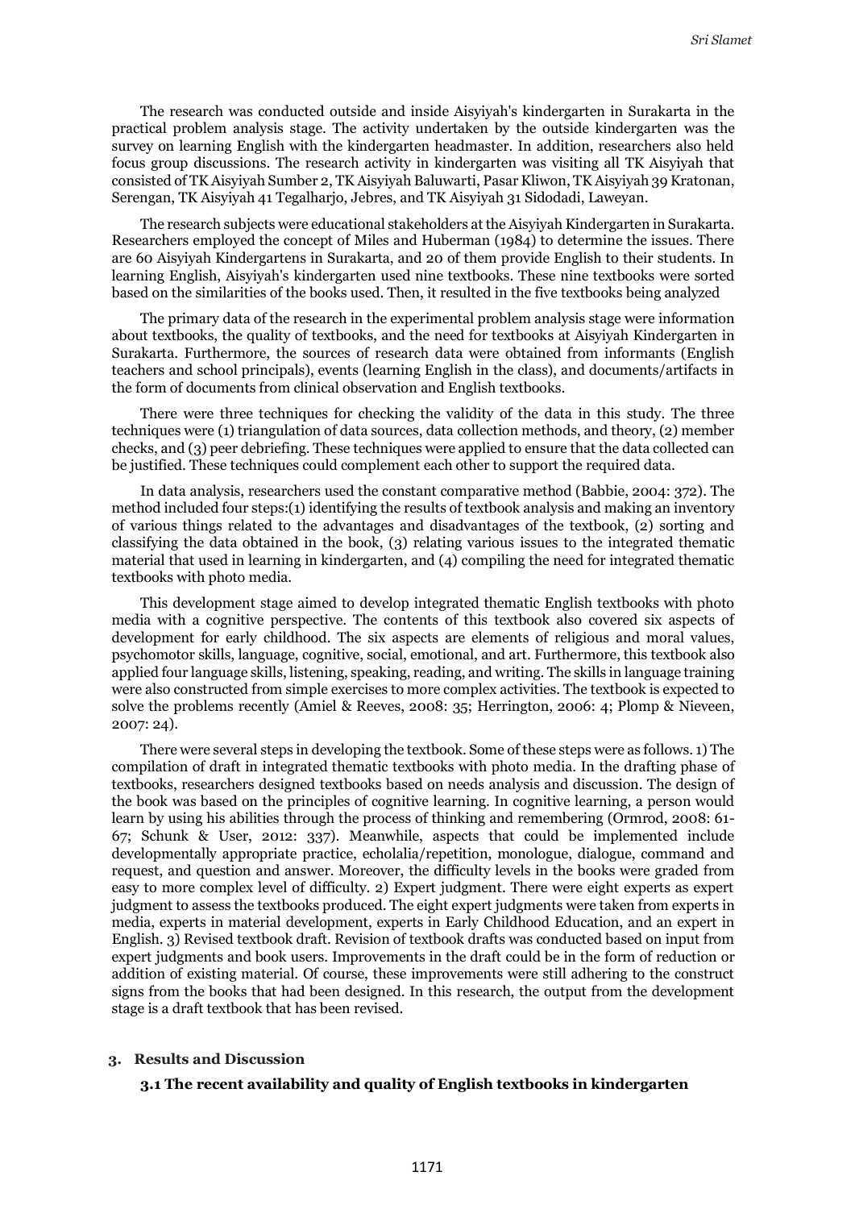The research was conducted outside and inside Aisyiyah's kindergarten in Surakarta in the practical problem analysis stage. The activity undertaken by the outside kindergarten was the survey on learning English with the kindergarten headmaster. In addition, researchers also held focus group discussions. The research activity in kindergarten was visiting all TK Aisyiyah that consisted of TK Aisyiyah Sumber 2, TK Aisyiyah Baluwarti, Pasar Kliwon, TK Aisyiyah 39 Kratonan, Serengan, TK Aisyiyah 41 Tegalharjo, Jebres, and TK Aisyiyah 31 Sidodadi, Laweyan.

The research subjects were educational stakeholders at the Aisyiyah Kindergarten in Surakarta. Researchers employed the concept of Miles and Huberman (1984) to determine the issues. There are 60 Aisyiyah Kindergartens in Surakarta, and 20 of them provide English to their students. In learning English, Aisyiyah's kindergarten used nine textbooks. These nine textbooks were sorted based on the similarities of the books used. Then, it resulted in the five textbooks being analyzed

The primary data of the research in the experimental problem analysis stage were information about textbooks, the quality of textbooks, and the need for textbooks at Aisyiyah Kindergarten in Surakarta. Furthermore, the sources of research data were obtained from informants (English teachers and school principals), events (learning English in the class), and documents/artifacts in the form of documents from clinical observation and English textbooks.

There were three techniques for checking the validity of the data in this study. The three techniques were (1) triangulation of data sources, data collection methods, and theory, (2) member checks, and (3) peer debriefing. These techniques were applied to ensure that the data collected can be justified. These techniques could complement each other to support the required data.

In data analysis, researchers used the constant comparative method (Babbie, 2004: 372). The method included four steps:(1) identifying the results of textbook analysis and making an inventory of various things related to the advantages and disadvantages of the textbook, (2) sorting and classifying the data obtained in the book, (3) relating various issues to the integrated thematic material that used in learning in kindergarten, and (4) compiling the need for integrated thematic textbooks with photo media.

This development stage aimed to develop integrated thematic English textbooks with photo media with a cognitive perspective. The contents of this textbook also covered six aspects of development for early childhood. The six aspects are elements of religious and moral values, psychomotor skills, language, cognitive, social, emotional, and art. Furthermore, this textbook also applied four language skills, listening, speaking, reading, and writing. The skills in language training were also constructed from simple exercises to more complex activities. The textbook is expected to solve the problems recently (Amiel & Reeves, 2008: 35; Herrington, 2006: 4; Plomp & Nieveen, 2007: 24).

There were several steps in developing the textbook. Some of these steps were as follows. 1) The compilation of draft in integrated thematic textbooks with photo media. In the drafting phase of textbooks, researchers designed textbooks based on needs analysis and discussion. The design of the book was based on the principles of cognitive learning. In cognitive learning, a person would learn by using his abilities through the process of thinking and remembering (Ormrod, 2008: 61-67; Schunk & User, 2012: 337). Meanwhile, aspects that could be implemented include developmentally appropriate practice, echolalia/repetition, monologue, dialogue, command and request, and question and answer. Moreover, the difficulty levels in the books were graded from easy to more complex level of difficulty. 2) Expert judgment. There were eight experts as expert judgment to assess the textbooks produced. The eight expert judgments were taken from experts in media, experts in material development, experts in Early Childhood Education, and an expert in English. 3) Revised textbook draft. Revision of textbook drafts was conducted based on input from expert judgments and book users. Improvements in the draft could be in the form of reduction or addition of existing material. Of course, these improvements were still adhering to the construct signs from the books that had been designed. In this research, the output from the development stage is a draft textbook that has been revised.

## 3. Results and Discussion

### 3.1 The recent availability and quality of English textbooks in kindergarten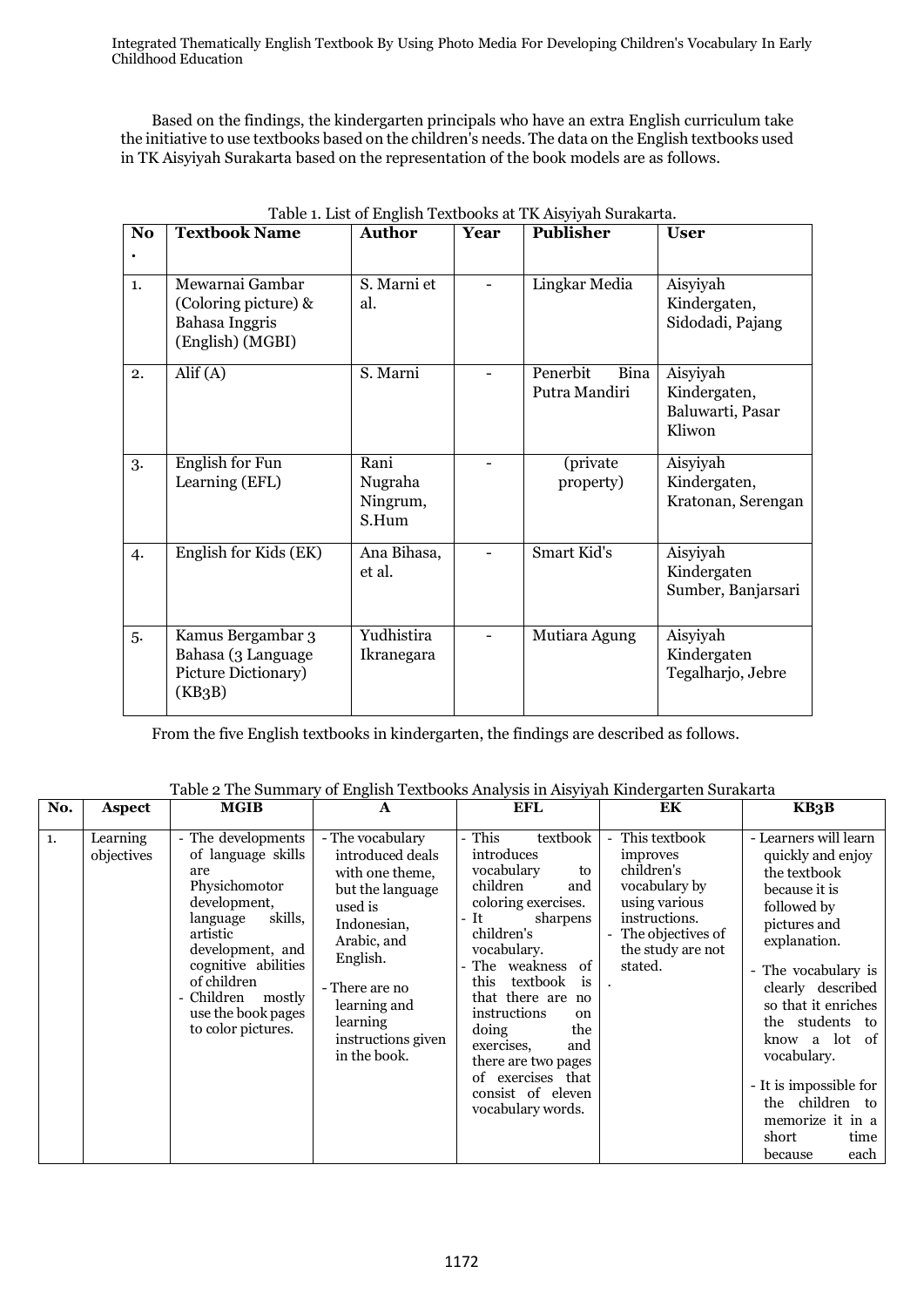Based on the findings, the kindergarten principals who have an extra English curriculum take the initiative to use textbooks based on the children's needs. The data on the English textbooks used in TK Aisyiyah Surakarta based on the representation of the book models are as follows.

Table 1. List of English Textbooks at TK Aisyiyah Surakarta.

| No. | Textbook Name | Author | Year | Publisher | User |
|---|---|---|---|---|---|
| 1. | Mewarnai Gambar (Coloring picture) & Bahasa Inggris (English) (MGBI) | S. Marni et al. | - | Lingkar Media | Aisyiyah Kindergaten, Sidodadi, Pajang |
| 2. | Alif (A) | S. Marni | - | Penerbit Bina Putra Mandiri | Aisyiyah Kindergaten, Baluwarti, Pasar Kliwon |
| 3. | English for Fun Learning (EFL) | Rani Nugraha Ningrum, S.Hum | - | (private property) | Aisyiyah Kindergaten, Kratonan, Serengan |
| 4. | English for Kids (EK) | Ana Bihasa, et al. | - | Smart Kid's | Aisyiyah Kindergaten Sumber, Banjarsari |
| 5. | Kamus Bergambar 3 Bahasa (3 Language Picture Dictionary) (KB3B) | Yudhistira Ikranegara | - | Mutiara Agung | Aisyiyah Kindergaten Tegalharjo, Jebre |

From the five English textbooks in kindergarten, the findings are described as follows.

Table 2 The Summary of English Textbooks Analysis in Aisyiyah Kindergarten Surakarta

| No. | Aspect | MGIB | A | EFL | EK | KB3B |
|---|---|---|---|---|---|---|
| 1. | Learning objectives | - The developments of language skills are Physichomotor development, language skills, artistic development, and cognitive abilities of children<br>- Children mostly use the book pages to color pictures. | - The vocabulary introduced deals with one theme, but the language used is Indonesian, Arabic, and English.<br>- There are no learning and learning instructions given in the book. | - This textbook introduces vocabulary to children and coloring exercises.<br>- It sharpens children's vocabulary.<br>- The weakness of this textbook is that there are no instructions on doing the exercises, and there are two pages of exercises that consist of eleven vocabulary words. | - This textbook improves children's vocabulary by using various instructions.<br>- The objectives of the study are not stated.<br>. | - Learners will learn quickly and enjoy the textbook because it is followed by pictures and explanation.<br>- The vocabulary is clearly described so that it enriches the students to know a lot of vocabulary.<br>- It is impossible for the children to memorize it in a short time because each |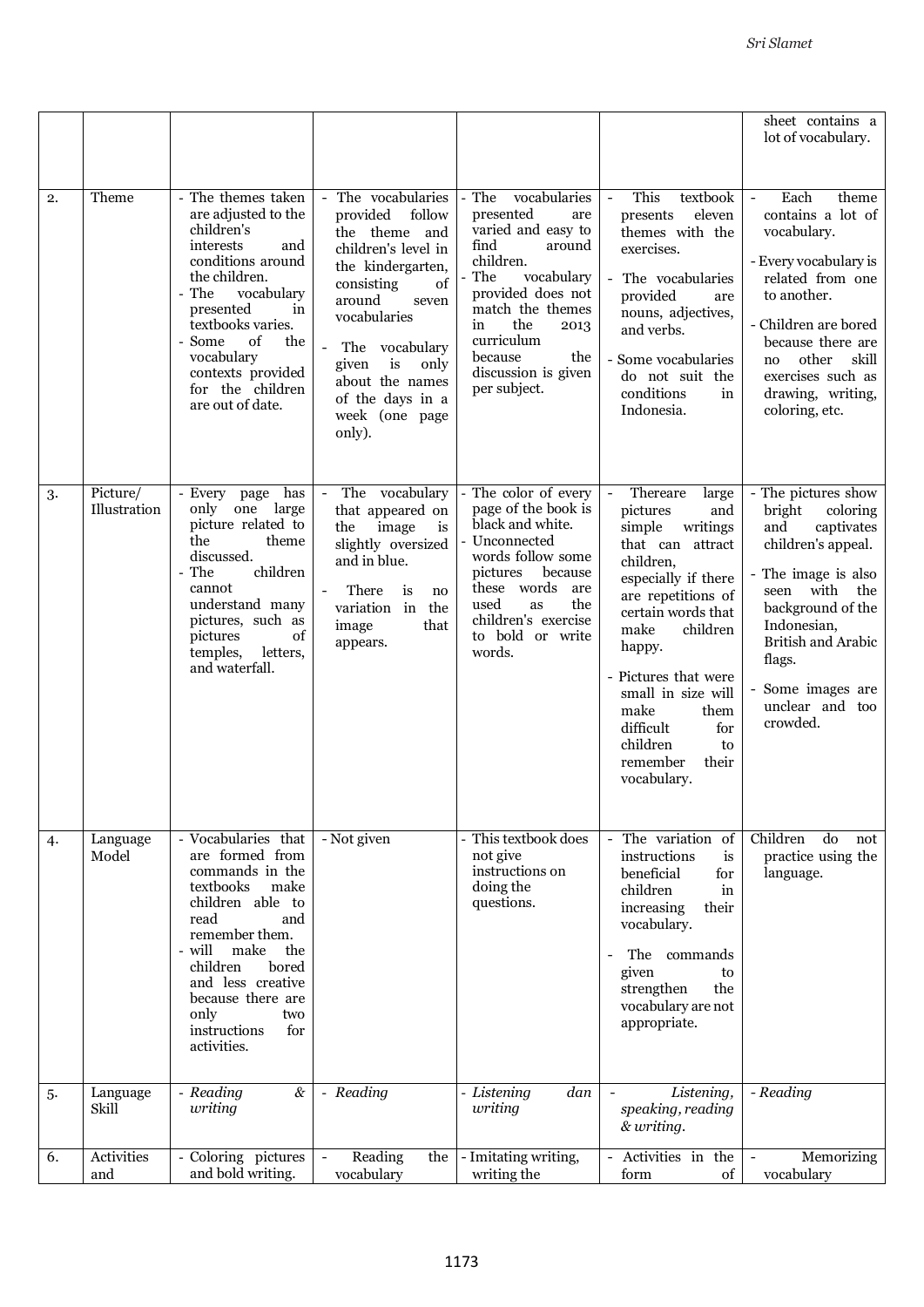| | | | | | | |
|---|---|---|---|---|---|---|
| | | | | | | sheet contains a lot of vocabulary. |
| 2. | Theme | - The themes taken are adjusted to the children's interests and conditions around the children.<br>- The vocabulary presented in textbooks varies.<br>- Some of the vocabulary contexts provided for the children are out of date. | - The vocabularies provided follow the theme and children's level in the kindergarten, consisting of around seven vocabularies<br>- The vocabulary given is only about the names of the days in a week (one page only). | - The vocabularies presented are varied and easy to find around children.<br>- The vocabulary provided does not match the themes in the 2013 curriculum because the discussion is given per subject. | - This textbook presents eleven themes with the exercises.<br>- The vocabularies provided are nouns, adjectives, and verbs.<br>- Some vocabularies do not suit the conditions in Indonesia. | - Each theme contains a lot of vocabulary.<br>- Every vocabulary is related from one to another.<br>- Children are bored because there are no other skill exercises such as drawing, writing, coloring, etc. |
| 3. | Picture/ Illustration | - Every page has only one large picture related to the theme discussed.<br>- The children cannot understand many pictures, such as pictures of temples, letters, and waterfall. | - The vocabulary that appeared on the image is slightly oversized and in blue.<br>- There is no variation in the image that appears. | - The color of every page of the book is black and white.<br>- Unconnected words follow some pictures because these words are used as the children's exercise to bold or write words. | - Thereare large pictures and simple writings that can attract children, especially if there are repetitions of certain words that make children happy.<br>- Pictures that were small in size will make them difficult for children to remember their vocabulary. | - The pictures show bright coloring and captivates children's appeal.<br>- The image is also seen with the background of the Indonesian, British and Arabic flags.<br>- Some images are unclear and too crowded. |
| 4. | Language Model | - Vocabularies that are formed from commands in the textbooks make children able to read and remember them.<br>- will make the children bored and less creative because there are only two instructions for activities. | - Not given | - This textbook does not give instructions on doing the questions. | - The variation of instructions is beneficial for children in increasing their vocabulary.<br>- The commands given to strengthen the vocabulary are not appropriate. | Children do not practice using the language. |
| 5. | Language Skill | - *Reading & writing* | - *Reading* | - *Listening dan writing* | - *Listening, speaking, reading & writing.* | - *Reading* |
| 6. | Activities and | - Coloring pictures and bold writing. | - Reading the vocabulary | - Imitating writing, writing the | - Activities in the form of | - Memorizing vocabulary |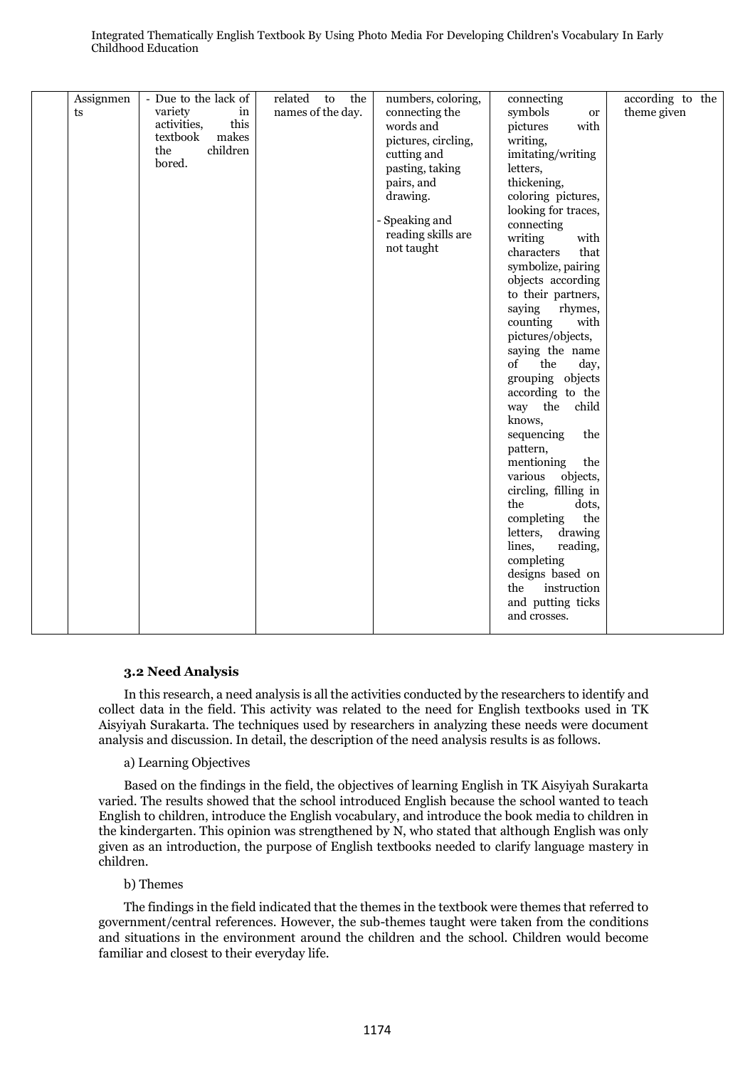| | Assignments | - Due to the lack of variety in activities, this textbook makes the children bored. | related to the names of the day. | numbers, coloring, connecting the words and pictures, circling, cutting and pasting, taking pairs, and drawing.<br>- Speaking and reading skills are not taught | connecting symbols or pictures with writing, imitating/writing letters, thickening, coloring pictures, looking for traces, connecting writing with characters that symbolize, pairing objects according to their partners, saying rhymes, counting with pictures/objects, saying the name of the day, grouping objects according to the way the child knows, sequencing the pattern, mentioning the various objects, circling, filling in the dots, completing the letters, drawing lines, reading, completing designs based on the instruction and putting ticks and crosses. | according to the theme given |
|---|---|---|---|---|---|---|

### 3.2 Need Analysis

In this research, a need analysis is all the activities conducted by the researchers to identify and collect data in the field. This activity was related to the need for English textbooks used in TK Aisyiyah Surakarta. The techniques used by researchers in analyzing these needs were document analysis and discussion. In detail, the description of the need analysis results is as follows.

a) Learning Objectives

Based on the findings in the field, the objectives of learning English in TK Aisyiyah Surakarta varied. The results showed that the school introduced English because the school wanted to teach English to children, introduce the English vocabulary, and introduce the book media to children in the kindergarten. This opinion was strengthened by N, who stated that although English was only given as an introduction, the purpose of English textbooks needed to clarify language mastery in children.

b) Themes

The findings in the field indicated that the themes in the textbook were themes that referred to government/central references. However, the sub-themes taught were taken from the conditions and situations in the environment around the children and the school. Children would become familiar and closest to their everyday life.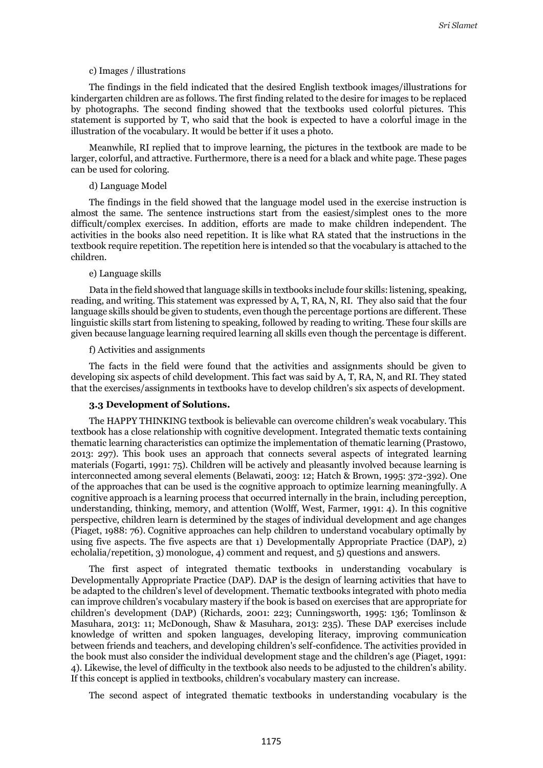c) Images / illustrations

The findings in the field indicated that the desired English textbook images/illustrations for kindergarten children are as follows. The first finding related to the desire for images to be replaced by photographs. The second finding showed that the textbooks used colorful pictures. This statement is supported by T, who said that the book is expected to have a colorful image in the illustration of the vocabulary. It would be better if it uses a photo.

Meanwhile, RI replied that to improve learning, the pictures in the textbook are made to be larger, colorful, and attractive. Furthermore, there is a need for a black and white page. These pages can be used for coloring.

d) Language Model

The findings in the field showed that the language model used in the exercise instruction is almost the same. The sentence instructions start from the easiest/simplest ones to the more difficult/complex exercises. In addition, efforts are made to make children independent. The activities in the books also need repetition. It is like what RA stated that the instructions in the textbook require repetition. The repetition here is intended so that the vocabulary is attached to the children.

e) Language skills

Data in the field showed that language skills in textbooks include four skills: listening, speaking, reading, and writing. This statement was expressed by A, T, RA, N, RI. They also said that the four language skills should be given to students, even though the percentage portions are different. These linguistic skills start from listening to speaking, followed by reading to writing. These four skills are given because language learning required learning all skills even though the percentage is different.

f) Activities and assignments

The facts in the field were found that the activities and assignments should be given to developing six aspects of child development. This fact was said by A, T, RA, N, and RI. They stated that the exercises/assignments in textbooks have to develop children's six aspects of development.

### 3.3 Development of Solutions.

The HAPPY THINKING textbook is believable can overcome children's weak vocabulary. This textbook has a close relationship with cognitive development. Integrated thematic texts containing thematic learning characteristics can optimize the implementation of thematic learning (Prastowo, 2013: 297). This book uses an approach that connects several aspects of integrated learning materials (Fogarti, 1991: 75). Children will be actively and pleasantly involved because learning is interconnected among several elements (Belawati, 2003: 12; Hatch & Brown, 1995: 372-392). One of the approaches that can be used is the cognitive approach to optimize learning meaningfully. A cognitive approach is a learning process that occurred internally in the brain, including perception, understanding, thinking, memory, and attention (Wolff, West, Farmer, 1991: 4). In this cognitive perspective, children learn is determined by the stages of individual development and age changes (Piaget, 1988: 76). Cognitive approaches can help children to understand vocabulary optimally by using five aspects. The five aspects are that 1) Developmentally Appropriate Practice (DAP), 2) echolalia/repetition, 3) monologue, 4) comment and request, and 5) questions and answers.

The first aspect of integrated thematic textbooks in understanding vocabulary is Developmentally Appropriate Practice (DAP). DAP is the design of learning activities that have to be adapted to the children's level of development. Thematic textbooks integrated with photo media can improve children's vocabulary mastery if the book is based on exercises that are appropriate for children's development (DAP) (Richards, 2001: 223; Cunningsworth, 1995: 136; Tomlinson & Masuhara, 2013: 11; McDonough, Shaw & Masuhara, 2013: 235). These DAP exercises include knowledge of written and spoken languages, developing literacy, improving communication between friends and teachers, and developing children's self-confidence. The activities provided in the book must also consider the individual development stage and the children's age (Piaget, 1991: 4). Likewise, the level of difficulty in the textbook also needs to be adjusted to the children's ability. If this concept is applied in textbooks, children's vocabulary mastery can increase.

The second aspect of integrated thematic textbooks in understanding vocabulary is the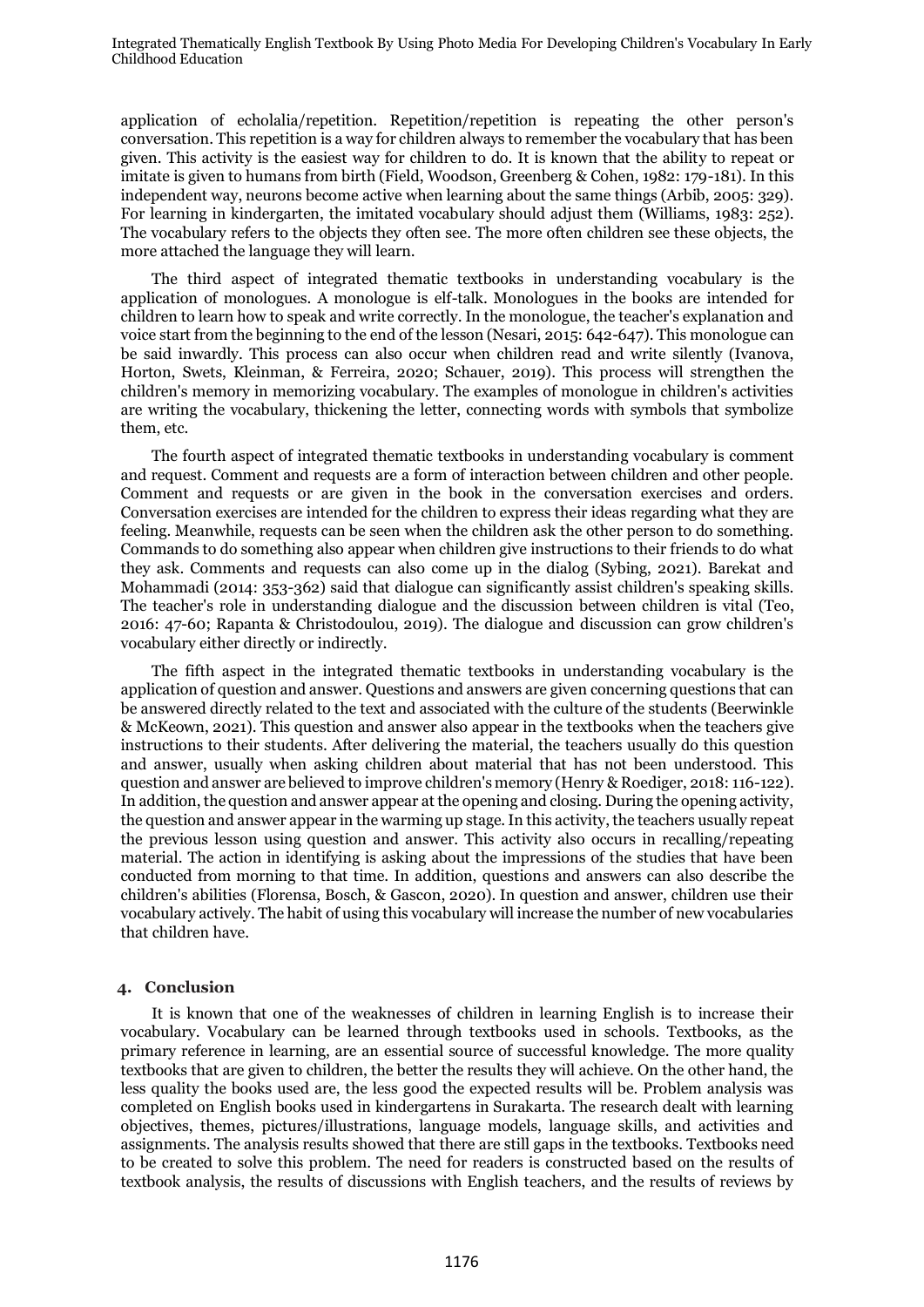application of echolalia/repetition. Repetition/repetition is repeating the other person's conversation. This repetition is a way for children always to remember the vocabulary that has been given. This activity is the easiest way for children to do. It is known that the ability to repeat or imitate is given to humans from birth (Field, Woodson, Greenberg & Cohen, 1982: 179-181). In this independent way, neurons become active when learning about the same things (Arbib, 2005: 329). For learning in kindergarten, the imitated vocabulary should adjust them (Williams, 1983: 252). The vocabulary refers to the objects they often see. The more often children see these objects, the more attached the language they will learn.

The third aspect of integrated thematic textbooks in understanding vocabulary is the application of monologues. A monologue is elf-talk. Monologues in the books are intended for children to learn how to speak and write correctly. In the monologue, the teacher's explanation and voice start from the beginning to the end of the lesson (Nesari, 2015: 642-647). This monologue can be said inwardly. This process can also occur when children read and write silently (Ivanova, Horton, Swets, Kleinman, & Ferreira, 2020; Schauer, 2019). This process will strengthen the children's memory in memorizing vocabulary. The examples of monologue in children's activities are writing the vocabulary, thickening the letter, connecting words with symbols that symbolize them, etc.

The fourth aspect of integrated thematic textbooks in understanding vocabulary is comment and request. Comment and requests are a form of interaction between children and other people. Comment and requests or are given in the book in the conversation exercises and orders. Conversation exercises are intended for the children to express their ideas regarding what they are feeling. Meanwhile, requests can be seen when the children ask the other person to do something. Commands to do something also appear when children give instructions to their friends to do what they ask. Comments and requests can also come up in the dialog (Sybing, 2021). Barekat and Mohammadi (2014: 353-362) said that dialogue can significantly assist children's speaking skills. The teacher's role in understanding dialogue and the discussion between children is vital (Teo, 2016: 47-60; Rapanta & Christodoulou, 2019). The dialogue and discussion can grow children's vocabulary either directly or indirectly.

The fifth aspect in the integrated thematic textbooks in understanding vocabulary is the application of question and answer. Questions and answers are given concerning questions that can be answered directly related to the text and associated with the culture of the students (Beerwinkle & McKeown, 2021). This question and answer also appear in the textbooks when the teachers give instructions to their students. After delivering the material, the teachers usually do this question and answer, usually when asking children about material that has not been understood. This question and answer are believed to improve children's memory (Henry & Roediger, 2018: 116-122). In addition, the question and answer appear at the opening and closing. During the opening activity, the question and answer appear in the warming up stage. In this activity, the teachers usually repeat the previous lesson using question and answer. This activity also occurs in recalling/repeating material. The action in identifying is asking about the impressions of the studies that have been conducted from morning to that time. In addition, questions and answers can also describe the children's abilities (Florensa, Bosch, & Gascon, 2020). In question and answer, children use their vocabulary actively. The habit of using this vocabulary will increase the number of new vocabularies that children have.

## 4. Conclusion

It is known that one of the weaknesses of children in learning English is to increase their vocabulary. Vocabulary can be learned through textbooks used in schools. Textbooks, as the primary reference in learning, are an essential source of successful knowledge. The more quality textbooks that are given to children, the better the results they will achieve. On the other hand, the less quality the books used are, the less good the expected results will be. Problem analysis was completed on English books used in kindergartens in Surakarta. The research dealt with learning objectives, themes, pictures/illustrations, language models, language skills, and activities and assignments. The analysis results showed that there are still gaps in the textbooks. Textbooks need to be created to solve this problem. The need for readers is constructed based on the results of textbook analysis, the results of discussions with English teachers, and the results of reviews by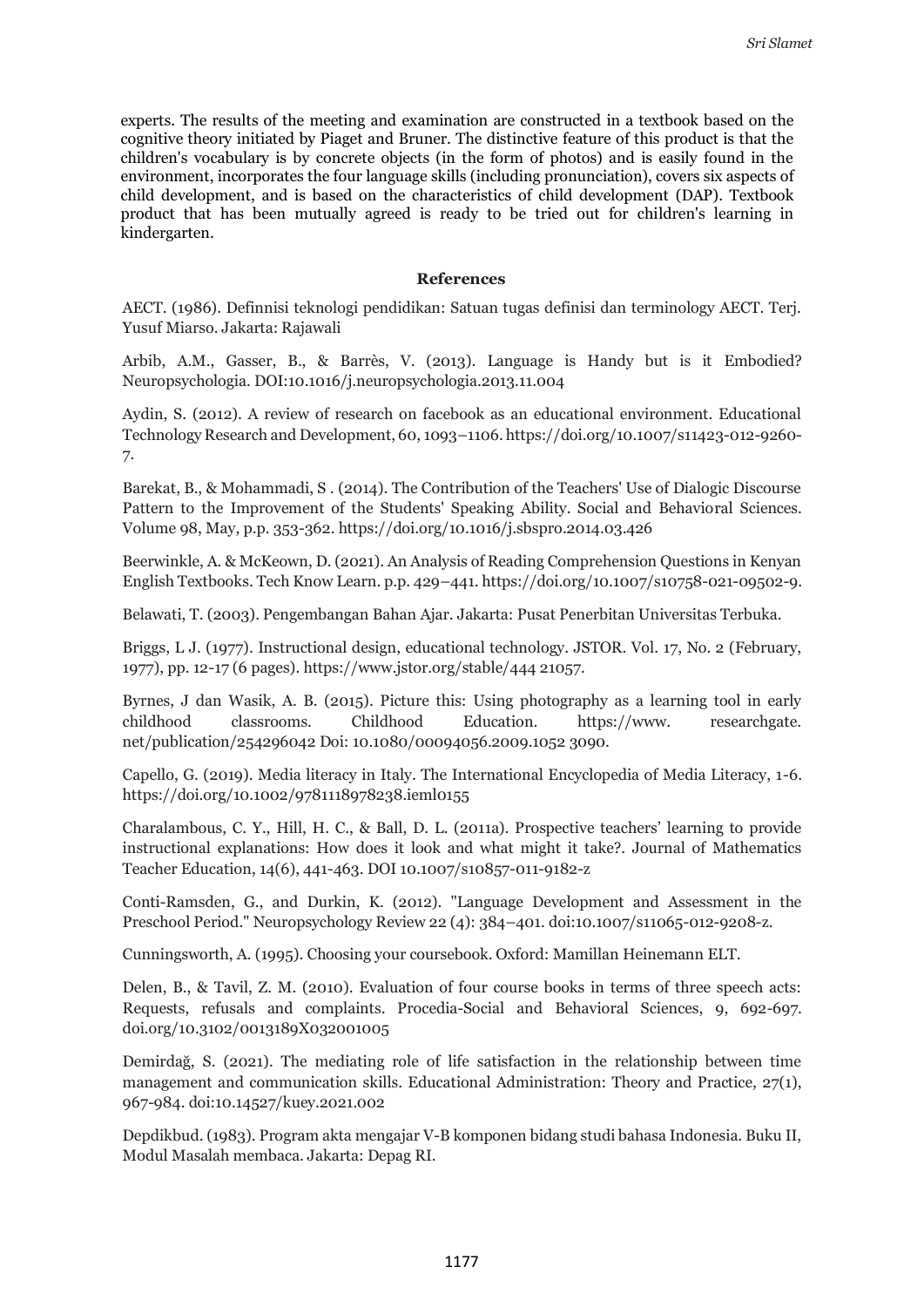experts. The results of the meeting and examination are constructed in a textbook based on the cognitive theory initiated by Piaget and Bruner. The distinctive feature of this product is that the children's vocabulary is by concrete objects (in the form of photos) and is easily found in the environment, incorporates the four language skills (including pronunciation), covers six aspects of child development, and is based on the characteristics of child development (DAP). Textbook product that has been mutually agreed is ready to be tried out for children's learning in kindergarten.

## References

AECT. (1986). Definnisi teknologi pendidikan: Satuan tugas definisi dan terminology AECT. Terj. Yusuf Miarso. Jakarta: Rajawali

Arbib, A.M., Gasser, B., & Barrès, V. (2013). Language is Handy but is it Embodied? Neuropsychologia. DOI:10.1016/j.neuropsychologia.2013.11.004

Aydin, S. (2012). A review of research on facebook as an educational environment. Educational Technology Research and Development, 60, 1093–1106. https://doi.org/10.1007/s11423-012-9260-7.

Barekat, B., & Mohammadi, S . (2014). The Contribution of the Teachers' Use of Dialogic Discourse Pattern to the Improvement of the Students' Speaking Ability. Social and Behavioral Sciences. Volume 98, May, p.p. 353-362. https://doi.org/10.1016/j.sbspro.2014.03.426

Beerwinkle, A. & McKeown, D. (2021). An Analysis of Reading Comprehension Questions in Kenyan English Textbooks. Tech Know Learn. p.p. 429–441. https://doi.org/10.1007/s10758-021-09502-9.

Belawati, T. (2003). Pengembangan Bahan Ajar. Jakarta: Pusat Penerbitan Universitas Terbuka.

Briggs, L J. (1977). Instructional design, educational technology. JSTOR. Vol. 17, No. 2 (February, 1977), pp. 12-17 (6 pages). https://www.jstor.org/stable/444 21057.

Byrnes, J dan Wasik, A. B. (2015). Picture this: Using photography as a learning tool in early childhood classrooms. Childhood Education. https://www. researchgate. net/publication/254296042 Doi: 10.1080/00094056.2009.1052 3090.

Capello, G. (2019). Media literacy in Italy. The International Encyclopedia of Media Literacy, 1-6. https://doi.org/10.1002/9781118978238.ieml0155

Charalambous, C. Y., Hill, H. C., & Ball, D. L. (2011a). Prospective teachers' learning to provide instructional explanations: How does it look and what might it take?. Journal of Mathematics Teacher Education, 14(6), 441-463. DOI 10.1007/s10857-011-9182-z

Conti-Ramsden, G., and Durkin, K. (2012). "Language Development and Assessment in the Preschool Period." Neuropsychology Review 22 (4): 384–401. doi:10.1007/s11065-012-9208-z.

Cunningsworth, A. (1995). Choosing your coursebook. Oxford: Mamillan Heinemann ELT.

Delen, B., & Tavil, Z. M. (2010). Evaluation of four course books in terms of three speech acts: Requests, refusals and complaints. Procedia-Social and Behavioral Sciences, 9, 692-697. doi.org/10.3102/0013189X032001005

Demirdağ, S. (2021). The mediating role of life satisfaction in the relationship between time management and communication skills. Educational Administration: Theory and Practice, 27(1), 967-984. doi:10.14527/kuey.2021.002

Depdikbud. (1983). Program akta mengajar V-B komponen bidang studi bahasa Indonesia. Buku II, Modul Masalah membaca. Jakarta: Depag RI.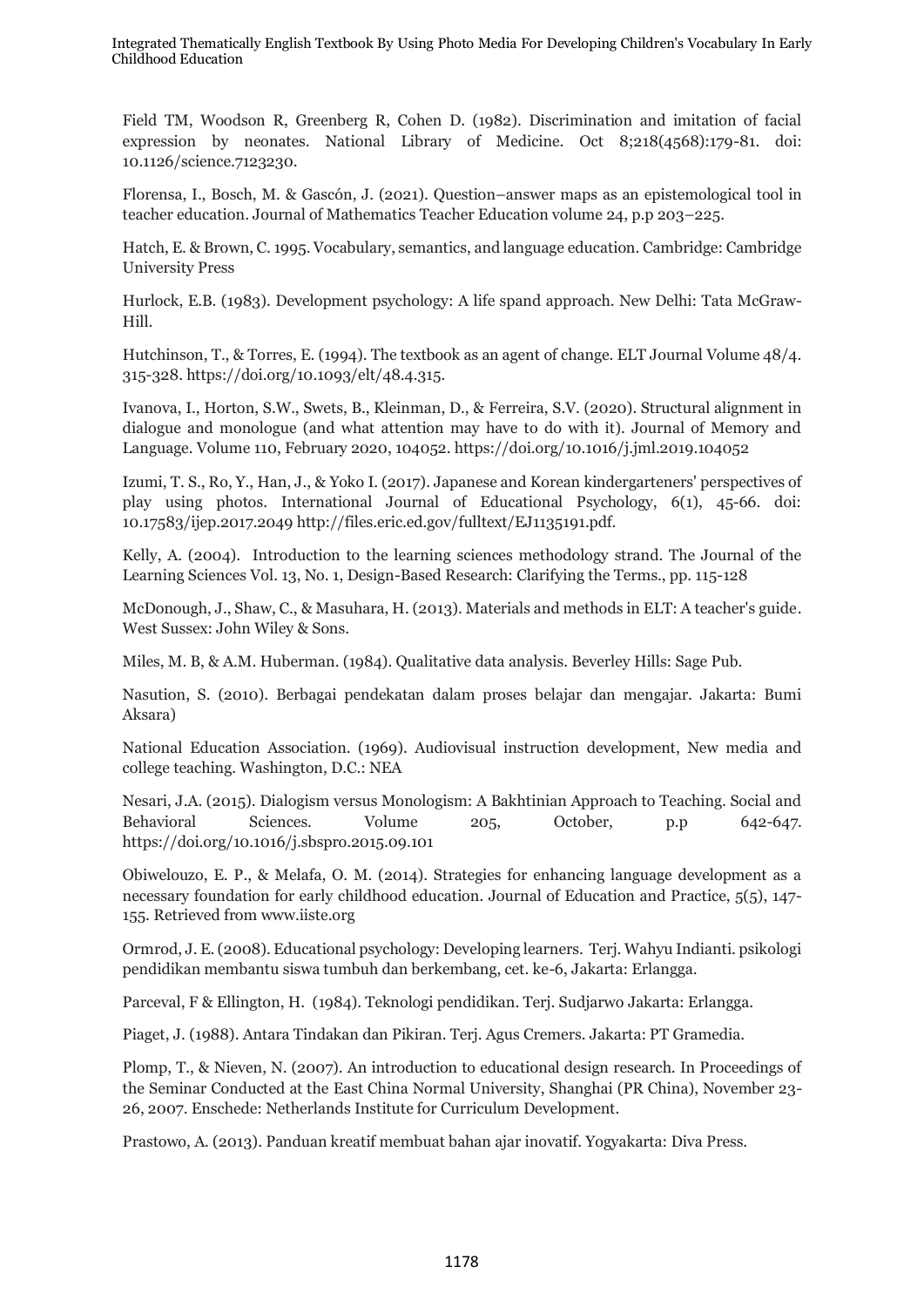Field TM, Woodson R, Greenberg R, Cohen D. (1982). Discrimination and imitation of facial expression by neonates. National Library of Medicine. Oct 8;218(4568):179-81. doi: 10.1126/science.7123230.

Florensa, I., Bosch, M. & Gascón, J. (2021). Question–answer maps as an epistemological tool in teacher education. Journal of Mathematics Teacher Education volume 24, p.p 203–225.

Hatch, E. & Brown, C. 1995. Vocabulary, semantics, and language education. Cambridge: Cambridge University Press

Hurlock, E.B. (1983). Development psychology: A life spand approach. New Delhi: Tata McGraw-Hill.

Hutchinson, T., & Torres, E. (1994). The textbook as an agent of change. ELT Journal Volume 48/4. 315-328. https://doi.org/10.1093/elt/48.4.315.

Ivanova, I., Horton, S.W., Swets, B., Kleinman, D., & Ferreira, S.V. (2020). Structural alignment in dialogue and monologue (and what attention may have to do with it). Journal of Memory and Language. Volume 110, February 2020, 104052. https://doi.org/10.1016/j.jml.2019.104052

Izumi, T. S., Ro, Y., Han, J., & Yoko I. (2017). Japanese and Korean kindergarteners' perspectives of play using photos. International Journal of Educational Psychology, 6(1), 45-66. doi: 10.17583/ijep.2017.2049 http://files.eric.ed.gov/fulltext/EJ1135191.pdf.

Kelly, A. (2004). Introduction to the learning sciences methodology strand. The Journal of the Learning Sciences Vol. 13, No. 1, Design-Based Research: Clarifying the Terms., pp. 115-128

McDonough, J., Shaw, C., & Masuhara, H. (2013). Materials and methods in ELT: A teacher's guide. West Sussex: John Wiley & Sons.

Miles, M. B, & A.M. Huberman. (1984). Qualitative data analysis. Beverley Hills: Sage Pub.

Nasution, S. (2010). Berbagai pendekatan dalam proses belajar dan mengajar. Jakarta: Bumi Aksara)

National Education Association. (1969). Audiovisual instruction development, New media and college teaching. Washington, D.C.: NEA

Nesari, J.A. (2015). Dialogism versus Monologism: A Bakhtinian Approach to Teaching. Social and Behavioral Sciences. Volume 205, October, p.p 642-647. https://doi.org/10.1016/j.sbspro.2015.09.101

Obiwelouzo, E. P., & Melafa, O. M. (2014). Strategies for enhancing language development as a necessary foundation for early childhood education. Journal of Education and Practice, 5(5), 147-155. Retrieved from www.iiste.org

Ormrod, J. E. (2008). Educational psychology: Developing learners. Terj. Wahyu Indianti. psikologi pendidikan membantu siswa tumbuh dan berkembang, cet. ke-6, Jakarta: Erlangga.

Parceval, F & Ellington, H. (1984). Teknologi pendidikan. Terj. Sudjarwo Jakarta: Erlangga.

Piaget, J. (1988). Antara Tindakan dan Pikiran. Terj. Agus Cremers. Jakarta: PT Gramedia.

Plomp, T., & Nieven, N. (2007). An introduction to educational design research. In Proceedings of the Seminar Conducted at the East China Normal University, Shanghai (PR China), November 23-26, 2007. Enschede: Netherlands Institute for Curriculum Development.

Prastowo, A. (2013). Panduan kreatif membuat bahan ajar inovatif. Yogyakarta: Diva Press.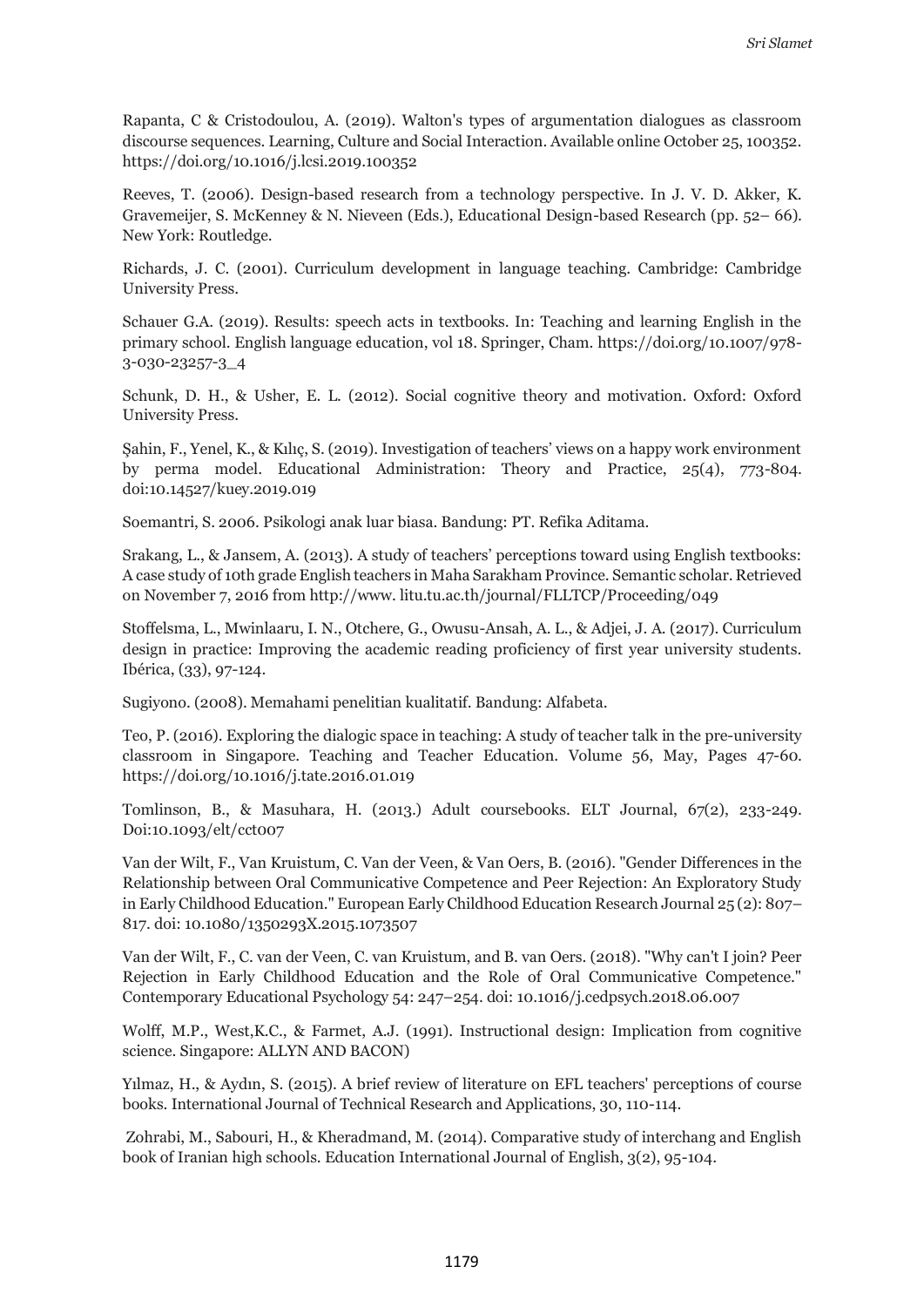Rapanta, C & Cristodoulou, A. (2019). Walton's types of argumentation dialogues as classroom discourse sequences. Learning, Culture and Social Interaction. Available online October 25, 100352. https://doi.org/10.1016/j.lcsi.2019.100352

Reeves, T. (2006). Design-based research from a technology perspective. In J. V. D. Akker, K. Gravemeijer, S. McKenney & N. Nieveen (Eds.), Educational Design-based Research (pp. 52– 66). New York: Routledge.

Richards, J. C. (2001). Curriculum development in language teaching. Cambridge: Cambridge University Press.

Schauer G.A. (2019). Results: speech acts in textbooks. In: Teaching and learning English in the primary school. English language education, vol 18. Springer, Cham. https://doi.org/10.1007/978-3-030-23257-3_4

Schunk, D. H., & Usher, E. L. (2012). Social cognitive theory and motivation. Oxford: Oxford University Press.

Şahin, F., Yenel, K., & Kılıç, S. (2019). Investigation of teachers' views on a happy work environment by perma model. Educational Administration: Theory and Practice, 25(4), 773-804. doi:10.14527/kuey.2019.019

Soemantri, S. 2006. Psikologi anak luar biasa. Bandung: PT. Refika Aditama.

Srakang, L., & Jansem, A. (2013). A study of teachers' perceptions toward using English textbooks: A case study of 10th grade English teachers in Maha Sarakham Province. Semantic scholar. Retrieved on November 7, 2016 from http://www. litu.tu.ac.th/journal/FLLTCP/Proceeding/049

Stoffelsma, L., Mwinlaaru, I. N., Otchere, G., Owusu-Ansah, A. L., & Adjei, J. A. (2017). Curriculum design in practice: Improving the academic reading proficiency of first year university students. Ibérica, (33), 97-124.

Sugiyono. (2008). Memahami penelitian kualitatif. Bandung: Alfabeta.

Teo, P. (2016). Exploring the dialogic space in teaching: A study of teacher talk in the pre-university classroom in Singapore. Teaching and Teacher Education. Volume 56, May, Pages 47-60. https://doi.org/10.1016/j.tate.2016.01.019

Tomlinson, B., & Masuhara, H. (2013.) Adult coursebooks. ELT Journal, 67(2), 233-249. Doi:10.1093/elt/cct007

Van der Wilt, F., Van Kruistum, C. Van der Veen, & Van Oers, B. (2016). "Gender Differences in the Relationship between Oral Communicative Competence and Peer Rejection: An Exploratory Study in Early Childhood Education." European Early Childhood Education Research Journal 25 (2): 807–817. doi: 10.1080/1350293X.2015.1073507

Van der Wilt, F., C. van der Veen, C. van Kruistum, and B. van Oers. (2018). "Why can't I join? Peer Rejection in Early Childhood Education and the Role of Oral Communicative Competence." Contemporary Educational Psychology 54: 247–254. doi: 10.1016/j.cedpsych.2018.06.007

Wolff, M.P., West,K.C., & Farmet, A.J. (1991). Instructional design: Implication from cognitive science. Singapore: ALLYN AND BACON)

Yılmaz, H., & Aydın, S. (2015). A brief review of literature on EFL teachers' perceptions of course books. International Journal of Technical Research and Applications, 30, 110-114.

Zohrabi, M., Sabouri, H., & Kheradmand, M. (2014). Comparative study of interchang and English book of Iranian high schools. Education International Journal of English, 3(2), 95-104.